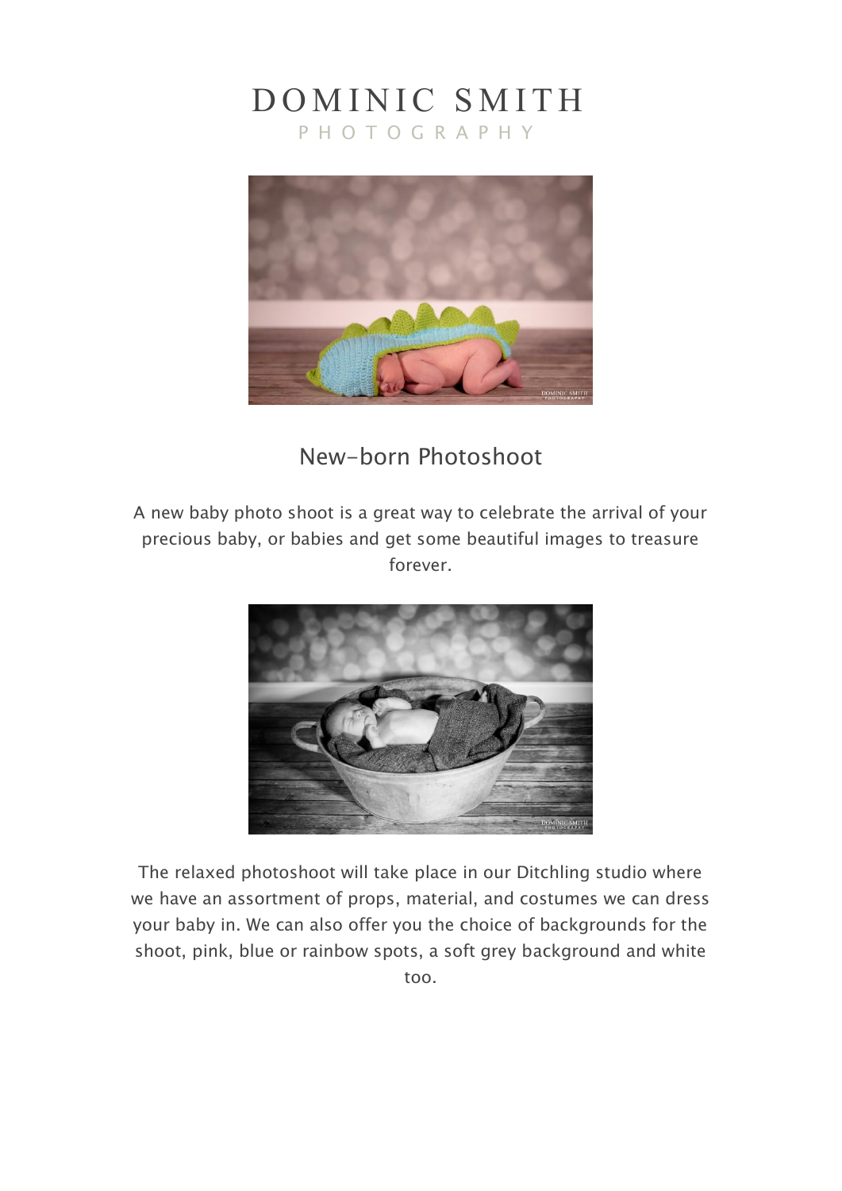# DOMINIC SMITH

PHOTOGRAPHY

## New-born Photoshoot

A new baby photo shoot is a great way to celebrate the arrival of your precious baby, or babies and get some beautiful images to treasure forever.

The relaxed photoshoot will take place in our Ditchling studio where we have an assortment of props, material, and costumes we can dress your baby in. We can also offer you the choice of backgrounds for the shoot, pink, blue or rainbow spots, a soft grey background and white too.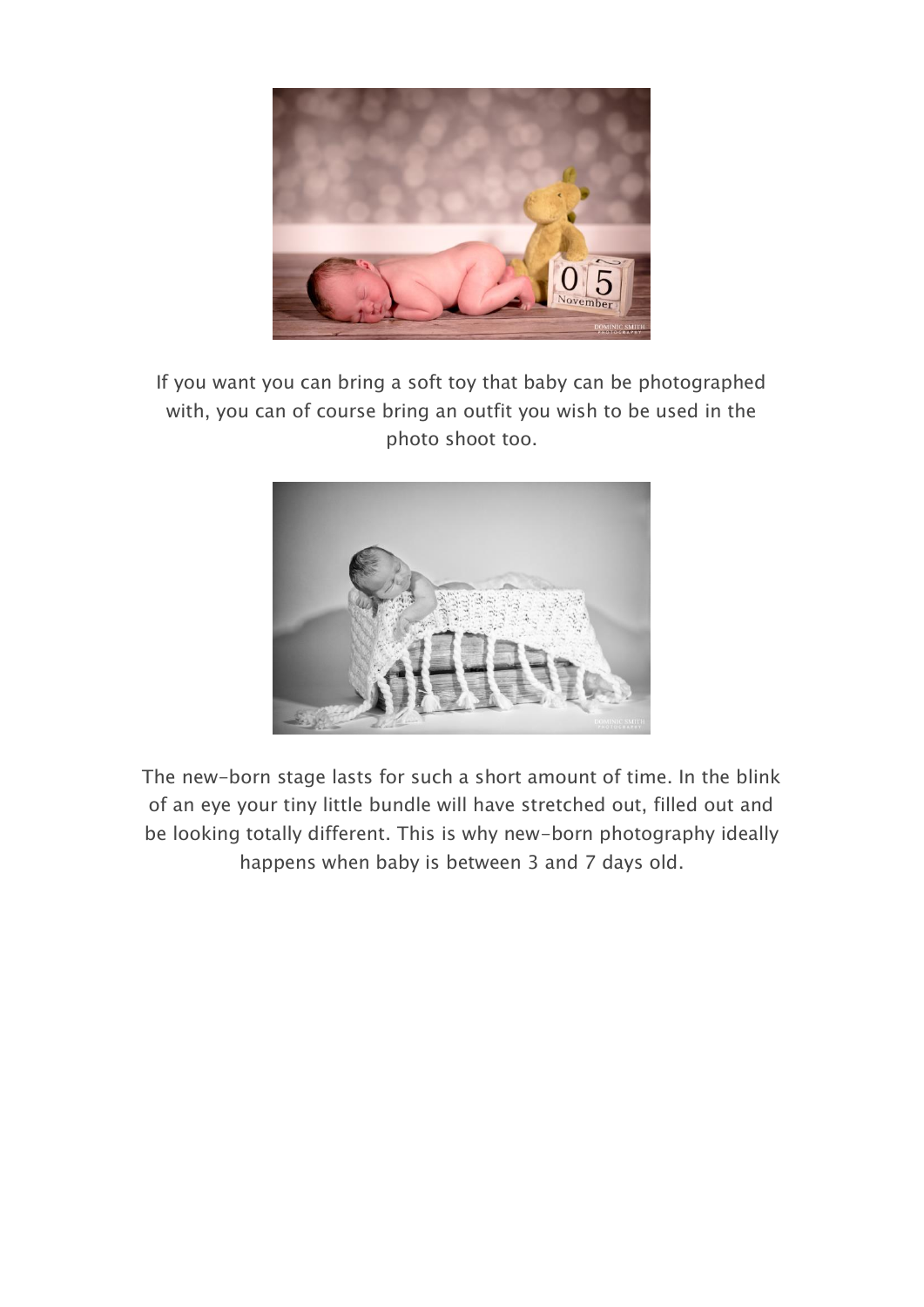If you want you can bring a soft toy that baby can be photographed with, you can of course bring an outfit you wish to be used in the photo shoot too.

The new-born stage lasts for such a short amount of time. In the blink of an eye your tiny little bundle will have stretched out, filled out and be looking totally different. This is why new-born photography ideally happens when baby is between 3 and 7 days old.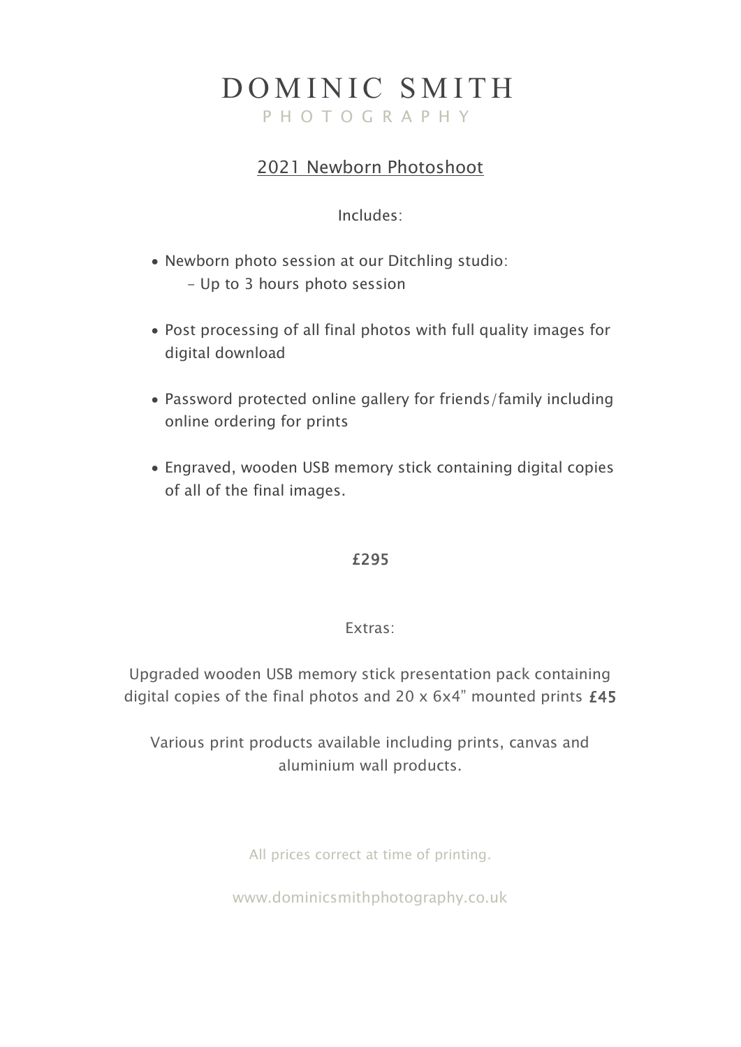# DOMINIC SMITH

PHOTOGRAPHY

## 2021 Newborn Photoshoot

Includes:

- Newborn photo session at our Ditchling studio:
  - Up to 3 hours photo session
- Post processing of all final photos with full quality images for digital download
- Password protected online gallery for friends/family including online ordering for prints
- Engraved, wooden USB memory stick containing digital copies of all of the final images.

**£295**

Extras:

Upgraded wooden USB memory stick presentation pack containing digital copies of the final photos and 20 x 6x4" mounted prints **£45**

Various print products available including prints, canvas and aluminium wall products.

All prices correct at time of printing.

www.dominicsmithphotography.co.uk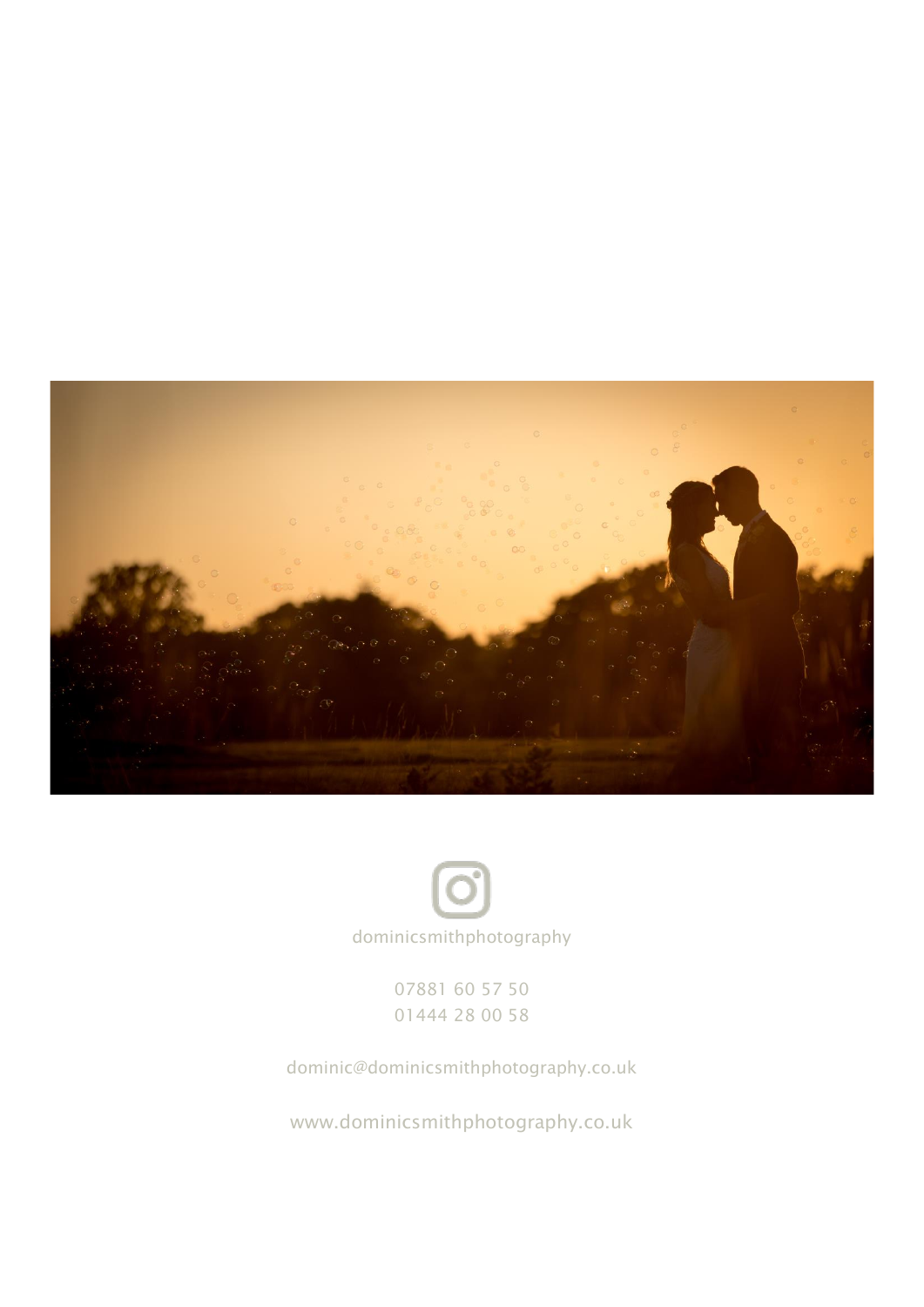dominicsmithphotography

07881 60 57 50
01444 28 00 58

dominic@dominicsmithphotography.co.uk

www.dominicsmithphotography.co.uk